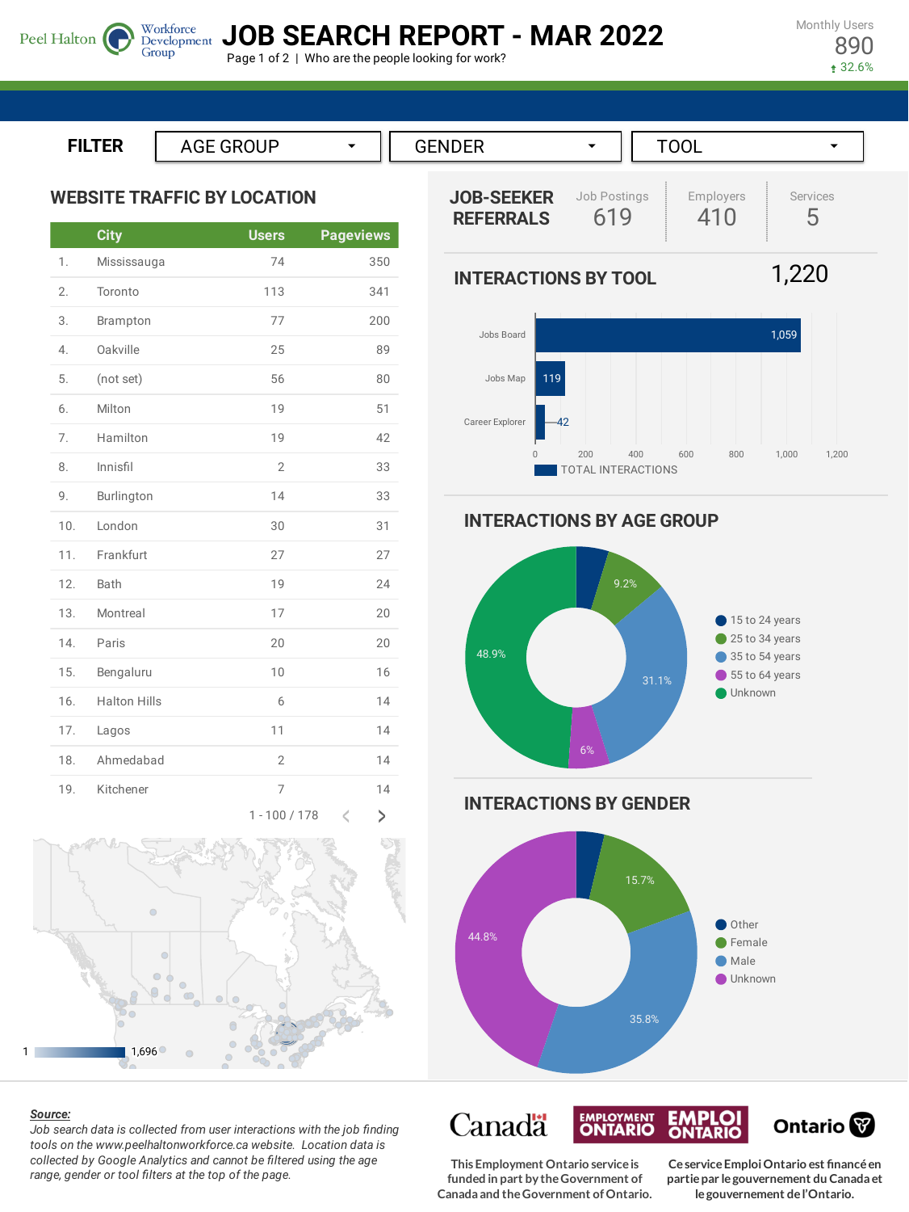Peel Halton Workforce Development Group

# JOB SEARCH REPORT - MAR 2022

Page 1 of 2 | Who are the people looking for work?

Monthly Users
890
↑ 32.6%

**FILTER** AGE GROUP | GENDER | TOOL

## WEBSITE TRAFFIC BY LOCATION

| | City | Users | Pageviews |
|---|---|---|---|
| 1. | Mississauga | 74 | 350 |
| 2. | Toronto | 113 | 341 |
| 3. | Brampton | 77 | 200 |
| 4. | Oakville | 25 | 89 |
| 5. | (not set) | 56 | 80 |
| 6. | Milton | 19 | 51 |
| 7. | Hamilton | 19 | 42 |
| 8. | Innisfil | 2 | 33 |
| 9. | Burlington | 14 | 33 |
| 10. | London | 30 | 31 |
| 11. | Frankfurt | 27 | 27 |
| 12. | Bath | 19 | 24 |
| 13. | Montreal | 17 | 20 |
| 14. | Paris | 20 | 20 |
| 15. | Bengaluru | 10 | 16 |
| 16. | Halton Hills | 6 | 14 |
| 17. | Lagos | 11 | 14 |
| 18. | Ahmedabad | 2 | 14 |
| 19. | Kitchener | 7 | 14 |

1 - 100 / 178

Map scale: 1 – 1,696

## JOB-SEEKER REFERRALS

| Job Postings | Employers | Services |
|---|---|---|
| 619 | 410 | 5 |

## INTERACTIONS BY TOOL

1,220

| Tool | Total Interactions |
|---|---|
| Jobs Board | 1,059 |
| Jobs Map | 119 |
| Career Explorer | 42 |

## INTERACTIONS BY AGE GROUP

| Age Group | Share |
|---|---|
| 15 to 24 years | |
| 25 to 34 years | 9.2% |
| 35 to 54 years | 31.1% |
| 55 to 64 years | 6% |
| Unknown | 48.9% |

## INTERACTIONS BY GENDER

| Gender | Share |
|---|---|
| Other | |
| Female | 15.7% |
| Male | 35.8% |
| Unknown | 44.8% |

***Source:***
*Job search data is collected from user interactions with the job finding tools on the www.peelhaltonworkforce.ca website. Location data is collected by Google Analytics and cannot be filtered using the age range, gender or tool filters at the top of the page.*

Canada | Employment Ontario / Emploi Ontario | Ontario

This Employment Ontario service is funded in part by the Government of Canada and the Government of Ontario.

Ce service Emploi Ontario est financé en partie par le gouvernement du Canada et le gouvernement de l'Ontario.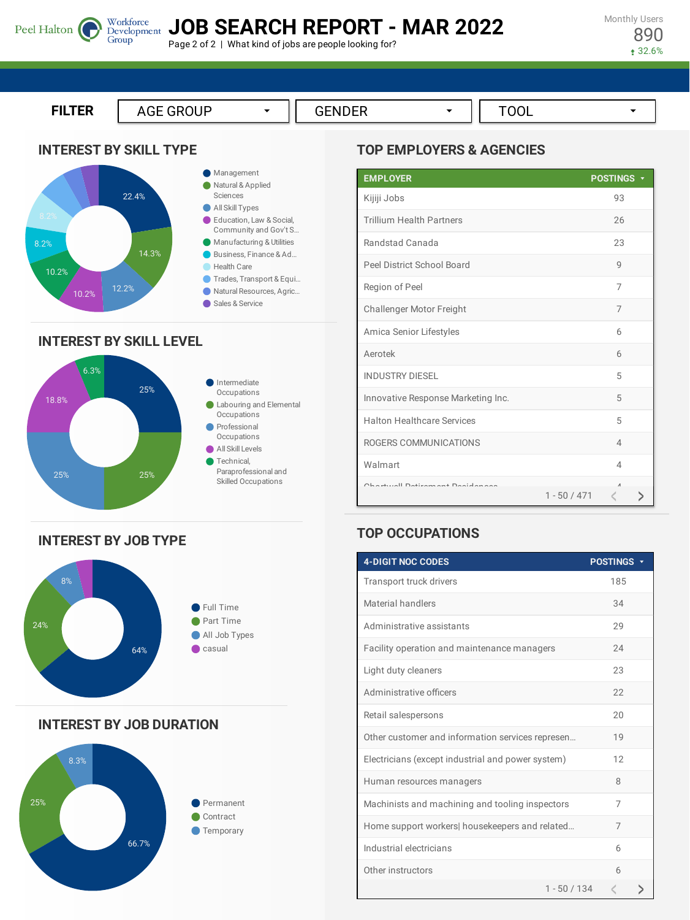Peel Halton Workforce Development Group

# JOB SEARCH REPORT - MAR 2022

Page 2 of 2 | What kind of jobs are people looking for?

Monthly Users
890
32.6%

FILTER
AGE GROUP
GENDER
TOOL

## INTEREST BY SKILL TYPE

22.4%
14.3%
12.2%
10.2%
10.2%
8.2%
8.2%

- Management
- Natural & Applied Sciences
- All Skill Types
- Education, Law & Social, Community and Gov't S...
- Manufacturing & Utilities
- Business, Finance & Ad...
- Health Care
- Trades, Transport & Equi...
- Natural Resources, Agric...
- Sales & Service

## INTEREST BY SKILL LEVEL

25%
25%
25%
18.8%
6.3%

- Intermediate Occupations
- Labouring and Elemental Occupations
- Professional Occupations
- All Skill Levels
- Technical, Paraprofessional and Skilled Occupations

## INTEREST BY JOB TYPE

64%
24%
8%

- Full Time
- Part Time
- All Job Types
- casual

## INTEREST BY JOB DURATION

66.7%
25%
8.3%

- Permanent
- Contract
- Temporary

## TOP EMPLOYERS & AGENCIES

| EMPLOYER | POSTINGS |
|---|---|
| Kijiji Jobs | 93 |
| Trillium Health Partners | 26 |
| Randstad Canada | 23 |
| Peel District School Board | 9 |
| Region of Peel | 7 |
| Challenger Motor Freight | 7 |
| Amica Senior Lifestyles | 6 |
| Aerotek | 6 |
| INDUSTRY DIESEL | 5 |
| Innovative Response Marketing Inc. | 5 |
| Halton Healthcare Services | 5 |
| ROGERS COMMUNICATIONS | 4 |
| Walmart | 4 |

1 - 50 / 471

## TOP OCCUPATIONS

| 4-DIGIT NOC CODES | POSTINGS |
|---|---|
| Transport truck drivers | 185 |
| Material handlers | 34 |
| Administrative assistants | 29 |
| Facility operation and maintenance managers | 24 |
| Light duty cleaners | 23 |
| Administrative officers | 22 |
| Retail salespersons | 20 |
| Other customer and information services represen... | 19 |
| Electricians (except industrial and power system) | 12 |
| Human resources managers | 8 |
| Machinists and machining and tooling inspectors | 7 |
| Home support workers\| housekeepers and related... | 7 |
| Industrial electricians | 6 |
| Other instructors | 6 |

1 - 50 / 134